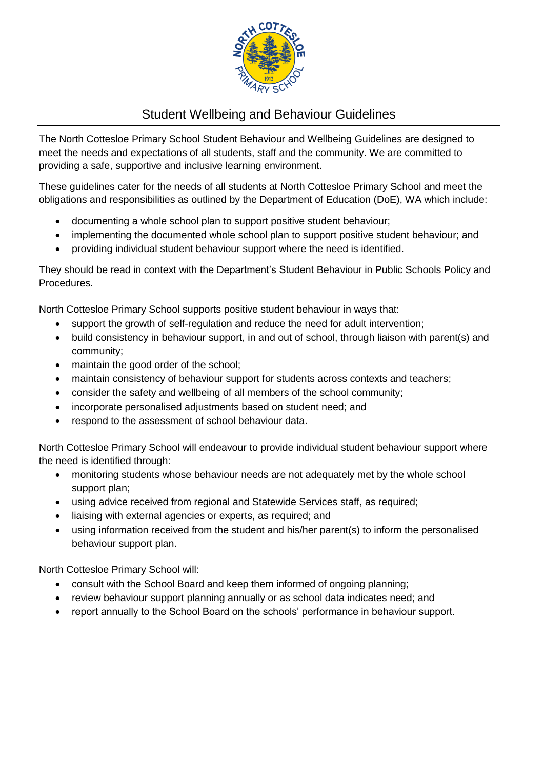# Student Wellbeing and Behaviour Guidelines

The North Cottesloe Primary School Student Behaviour and Wellbeing Guidelines are designed to meet the needs and expectations of all students, staff and the community. We are committed to providing a safe, supportive and inclusive learning environment.

These guidelines cater for the needs of all students at North Cottesloe Primary School and meet the obligations and responsibilities as outlined by the Department of Education (DoE), WA which include:

- documenting a whole school plan to support positive student behaviour;
- implementing the documented whole school plan to support positive student behaviour; and
- providing individual student behaviour support where the need is identified.

They should be read in context with the Department's Student Behaviour in Public Schools Policy and Procedures.

North Cottesloe Primary School supports positive student behaviour in ways that:

- support the growth of self-regulation and reduce the need for adult intervention;
- build consistency in behaviour support, in and out of school, through liaison with parent(s) and community;
- maintain the good order of the school;
- maintain consistency of behaviour support for students across contexts and teachers;
- consider the safety and wellbeing of all members of the school community;
- incorporate personalised adjustments based on student need; and
- respond to the assessment of school behaviour data.

North Cottesloe Primary School will endeavour to provide individual student behaviour support where the need is identified through:

- monitoring students whose behaviour needs are not adequately met by the whole school support plan;
- using advice received from regional and Statewide Services staff, as required;
- liaising with external agencies or experts, as required; and
- using information received from the student and his/her parent(s) to inform the personalised behaviour support plan.

North Cottesloe Primary School will:

- consult with the School Board and keep them informed of ongoing planning;
- review behaviour support planning annually or as school data indicates need; and
- report annually to the School Board on the schools' performance in behaviour support.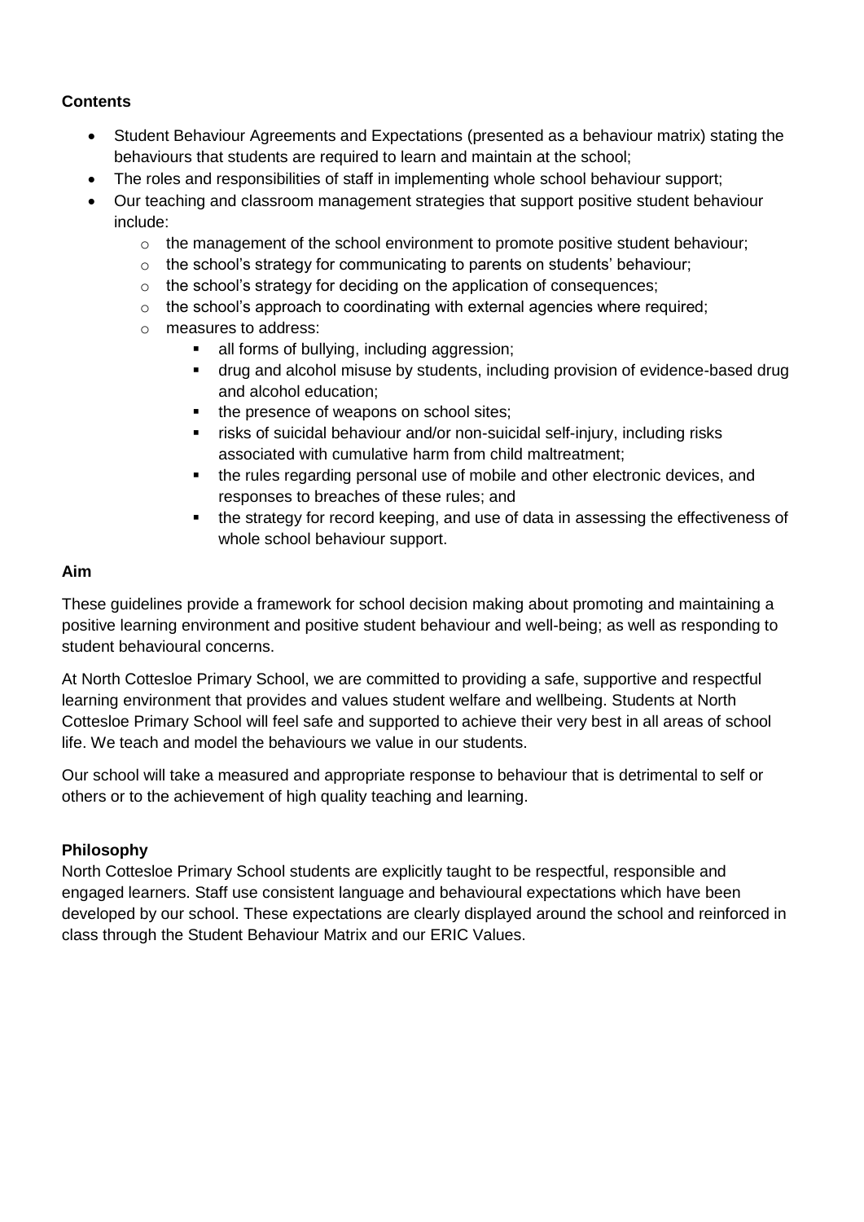**Contents**

- Student Behaviour Agreements and Expectations (presented as a behaviour matrix) stating the behaviours that students are required to learn and maintain at the school;
- The roles and responsibilities of staff in implementing whole school behaviour support;
- Our teaching and classroom management strategies that support positive student behaviour include:
  - the management of the school environment to promote positive student behaviour;
  - the school's strategy for communicating to parents on students' behaviour;
  - the school's strategy for deciding on the application of consequences;
  - the school's approach to coordinating with external agencies where required;
  - measures to address:
    - all forms of bullying, including aggression;
    - drug and alcohol misuse by students, including provision of evidence-based drug and alcohol education;
    - the presence of weapons on school sites;
    - risks of suicidal behaviour and/or non-suicidal self-injury, including risks associated with cumulative harm from child maltreatment;
    - the rules regarding personal use of mobile and other electronic devices, and responses to breaches of these rules; and
    - the strategy for record keeping, and use of data in assessing the effectiveness of whole school behaviour support.

**Aim**

These guidelines provide a framework for school decision making about promoting and maintaining a positive learning environment and positive student behaviour and well-being; as well as responding to student behavioural concerns.

At North Cottesloe Primary School, we are committed to providing a safe, supportive and respectful learning environment that provides and values student welfare and wellbeing. Students at North Cottesloe Primary School will feel safe and supported to achieve their very best in all areas of school life. We teach and model the behaviours we value in our students.

Our school will take a measured and appropriate response to behaviour that is detrimental to self or others or to the achievement of high quality teaching and learning.

**Philosophy**

North Cottesloe Primary School students are explicitly taught to be respectful, responsible and engaged learners. Staff use consistent language and behavioural expectations which have been developed by our school. These expectations are clearly displayed around the school and reinforced in class through the Student Behaviour Matrix and our ERIC Values.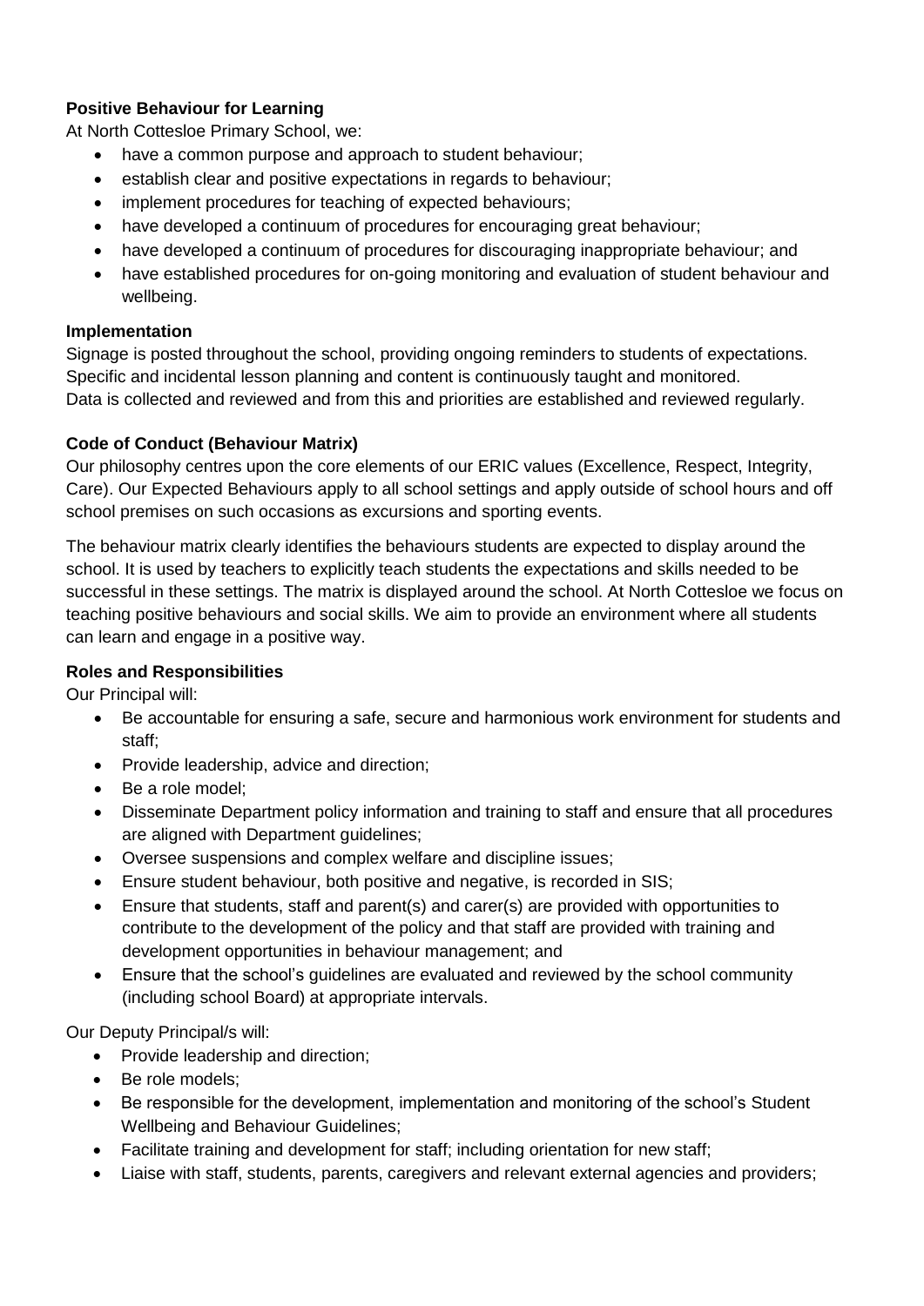**Positive Behaviour for Learning**

At North Cottesloe Primary School, we:

- have a common purpose and approach to student behaviour;
- establish clear and positive expectations in regards to behaviour;
- implement procedures for teaching of expected behaviours;
- have developed a continuum of procedures for encouraging great behaviour;
- have developed a continuum of procedures for discouraging inappropriate behaviour; and
- have established procedures for on-going monitoring and evaluation of student behaviour and wellbeing.

**Implementation**

Signage is posted throughout the school, providing ongoing reminders to students of expectations.
Specific and incidental lesson planning and content is continuously taught and monitored.
Data is collected and reviewed and from this and priorities are established and reviewed regularly.

**Code of Conduct (Behaviour Matrix)**

Our philosophy centres upon the core elements of our ERIC values (Excellence, Respect, Integrity, Care). Our Expected Behaviours apply to all school settings and apply outside of school hours and off school premises on such occasions as excursions and sporting events.

The behaviour matrix clearly identifies the behaviours students are expected to display around the school. It is used by teachers to explicitly teach students the expectations and skills needed to be successful in these settings. The matrix is displayed around the school. At North Cottesloe we focus on teaching positive behaviours and social skills. We aim to provide an environment where all students can learn and engage in a positive way.

**Roles and Responsibilities**

Our Principal will:

- Be accountable for ensuring a safe, secure and harmonious work environment for students and staff;
- Provide leadership, advice and direction;
- Be a role model;
- Disseminate Department policy information and training to staff and ensure that all procedures are aligned with Department guidelines;
- Oversee suspensions and complex welfare and discipline issues;
- Ensure student behaviour, both positive and negative, is recorded in SIS;
- Ensure that students, staff and parent(s) and carer(s) are provided with opportunities to contribute to the development of the policy and that staff are provided with training and development opportunities in behaviour management; and
- Ensure that the school's guidelines are evaluated and reviewed by the school community (including school Board) at appropriate intervals.

Our Deputy Principal/s will:

- Provide leadership and direction;
- Be role models;
- Be responsible for the development, implementation and monitoring of the school's Student Wellbeing and Behaviour Guidelines;
- Facilitate training and development for staff; including orientation for new staff;
- Liaise with staff, students, parents, caregivers and relevant external agencies and providers;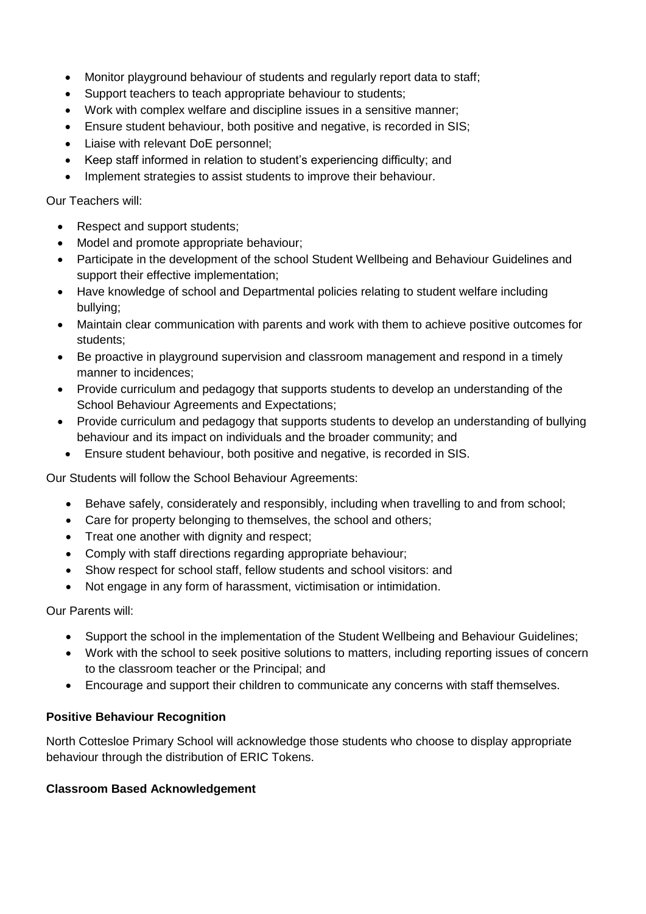- Monitor playground behaviour of students and regularly report data to staff;
- Support teachers to teach appropriate behaviour to students;
- Work with complex welfare and discipline issues in a sensitive manner;
- Ensure student behaviour, both positive and negative, is recorded in SIS;
- Liaise with relevant DoE personnel;
- Keep staff informed in relation to student's experiencing difficulty; and
- Implement strategies to assist students to improve their behaviour.

Our Teachers will:

- Respect and support students;
- Model and promote appropriate behaviour;
- Participate in the development of the school Student Wellbeing and Behaviour Guidelines and support their effective implementation;
- Have knowledge of school and Departmental policies relating to student welfare including bullying;
- Maintain clear communication with parents and work with them to achieve positive outcomes for students;
- Be proactive in playground supervision and classroom management and respond in a timely manner to incidences;
- Provide curriculum and pedagogy that supports students to develop an understanding of the School Behaviour Agreements and Expectations;
- Provide curriculum and pedagogy that supports students to develop an understanding of bullying behaviour and its impact on individuals and the broader community; and
- Ensure student behaviour, both positive and negative, is recorded in SIS.

Our Students will follow the School Behaviour Agreements:

- Behave safely, considerately and responsibly, including when travelling to and from school;
- Care for property belonging to themselves, the school and others;
- Treat one another with dignity and respect;
- Comply with staff directions regarding appropriate behaviour;
- Show respect for school staff, fellow students and school visitors: and
- Not engage in any form of harassment, victimisation or intimidation.

Our Parents will:

- Support the school in the implementation of the Student Wellbeing and Behaviour Guidelines;
- Work with the school to seek positive solutions to matters, including reporting issues of concern to the classroom teacher or the Principal; and
- Encourage and support their children to communicate any concerns with staff themselves.

**Positive Behaviour Recognition**

North Cottesloe Primary School will acknowledge those students who choose to display appropriate behaviour through the distribution of ERIC Tokens.

**Classroom Based Acknowledgement**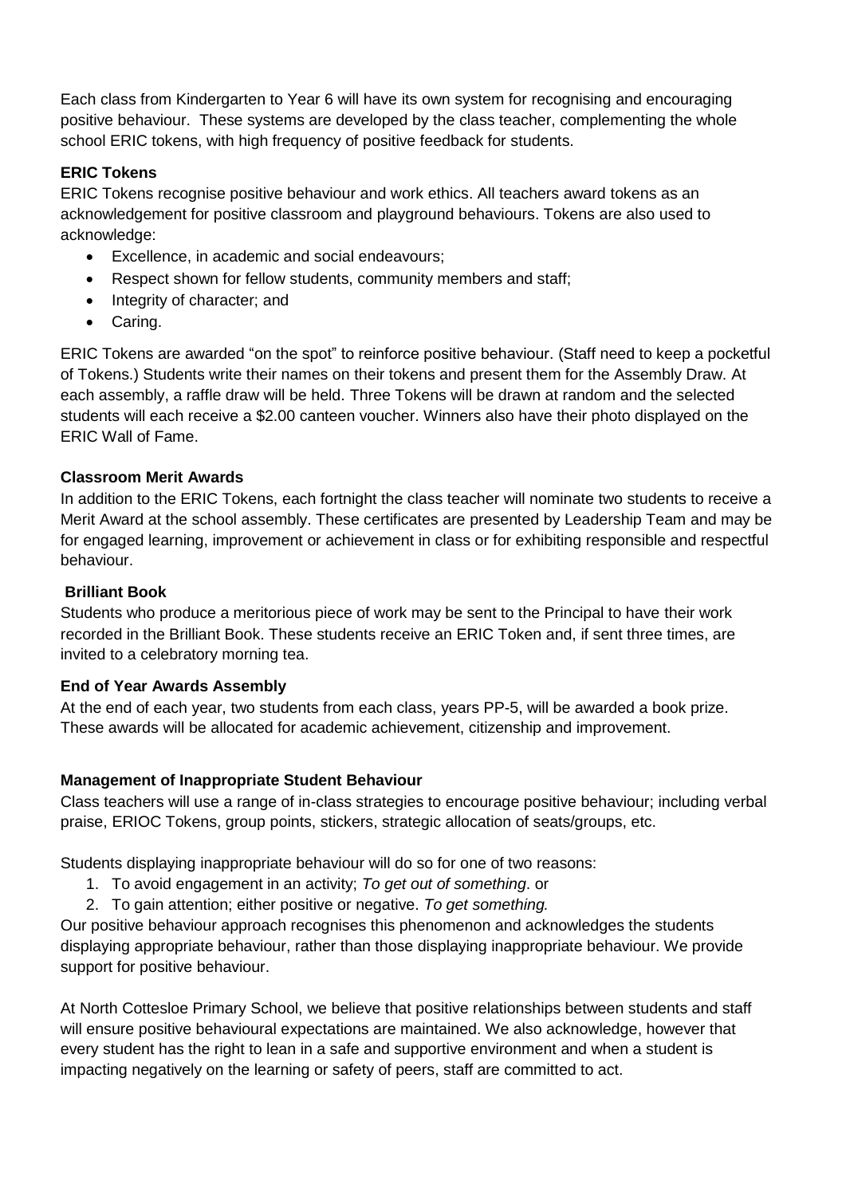Each class from Kindergarten to Year 6 will have its own system for recognising and encouraging positive behaviour. These systems are developed by the class teacher, complementing the whole school ERIC tokens, with high frequency of positive feedback for students.

**ERIC Tokens**

ERIC Tokens recognise positive behaviour and work ethics. All teachers award tokens as an acknowledgement for positive classroom and playground behaviours. Tokens are also used to acknowledge:

- Excellence, in academic and social endeavours;
- Respect shown for fellow students, community members and staff;
- Integrity of character; and
- Caring.

ERIC Tokens are awarded "on the spot" to reinforce positive behaviour. (Staff need to keep a pocketful of Tokens.) Students write their names on their tokens and present them for the Assembly Draw. At each assembly, a raffle draw will be held. Three Tokens will be drawn at random and the selected students will each receive a $2.00 canteen voucher. Winners also have their photo displayed on the ERIC Wall of Fame.

**Classroom Merit Awards**

In addition to the ERIC Tokens, each fortnight the class teacher will nominate two students to receive a Merit Award at the school assembly. These certificates are presented by Leadership Team and may be for engaged learning, improvement or achievement in class or for exhibiting responsible and respectful behaviour.

**Brilliant Book**

Students who produce a meritorious piece of work may be sent to the Principal to have their work recorded in the Brilliant Book. These students receive an ERIC Token and, if sent three times, are invited to a celebratory morning tea.

**End of Year Awards Assembly**

At the end of each year, two students from each class, years PP-5, will be awarded a book prize. These awards will be allocated for academic achievement, citizenship and improvement.

**Management of Inappropriate Student Behaviour**

Class teachers will use a range of in-class strategies to encourage positive behaviour; including verbal praise, ERIOC Tokens, group points, stickers, strategic allocation of seats/groups, etc.

Students displaying inappropriate behaviour will do so for one of two reasons:

1. To avoid engagement in an activity; *To get out of something*. or
2. To gain attention; either positive or negative. *To get something.*

Our positive behaviour approach recognises this phenomenon and acknowledges the students displaying appropriate behaviour, rather than those displaying inappropriate behaviour. We provide support for positive behaviour.

At North Cottesloe Primary School, we believe that positive relationships between students and staff will ensure positive behavioural expectations are maintained. We also acknowledge, however that every student has the right to lean in a safe and supportive environment and when a student is impacting negatively on the learning or safety of peers, staff are committed to act.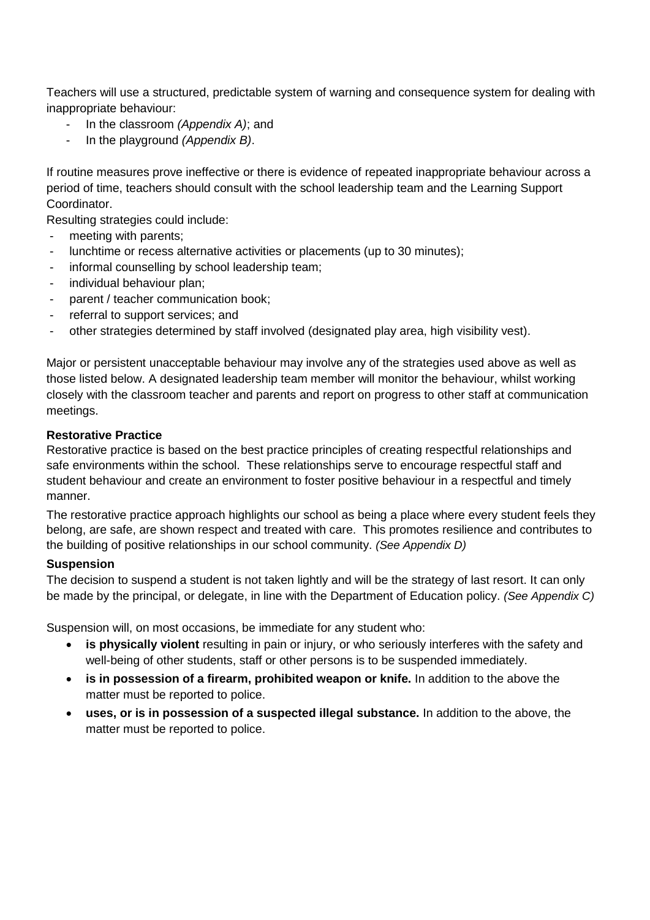Teachers will use a structured, predictable system of warning and consequence system for dealing with inappropriate behaviour:

- In the classroom *(Appendix A)*; and
- In the playground *(Appendix B)*.

If routine measures prove ineffective or there is evidence of repeated inappropriate behaviour across a period of time, teachers should consult with the school leadership team and the Learning Support Coordinator.

Resulting strategies could include:

- meeting with parents;
- lunchtime or recess alternative activities or placements (up to 30 minutes);
- informal counselling by school leadership team;
- individual behaviour plan;
- parent / teacher communication book;
- referral to support services; and
- other strategies determined by staff involved (designated play area, high visibility vest).

Major or persistent unacceptable behaviour may involve any of the strategies used above as well as those listed below. A designated leadership team member will monitor the behaviour, whilst working closely with the classroom teacher and parents and report on progress to other staff at communication meetings.

**Restorative Practice**

Restorative practice is based on the best practice principles of creating respectful relationships and safe environments within the school. These relationships serve to encourage respectful staff and student behaviour and create an environment to foster positive behaviour in a respectful and timely manner.

The restorative practice approach highlights our school as being a place where every student feels they belong, are safe, are shown respect and treated with care. This promotes resilience and contributes to the building of positive relationships in our school community. *(See Appendix D)*

**Suspension**

The decision to suspend a student is not taken lightly and will be the strategy of last resort. It can only be made by the principal, or delegate, in line with the Department of Education policy. *(See Appendix C)*

Suspension will, on most occasions, be immediate for any student who:

- **is physically violent** resulting in pain or injury, or who seriously interferes with the safety and well-being of other students, staff or other persons is to be suspended immediately.
- **is in possession of a firearm, prohibited weapon or knife.** In addition to the above the matter must be reported to police.
- **uses, or is in possession of a suspected illegal substance.** In addition to the above, the matter must be reported to police.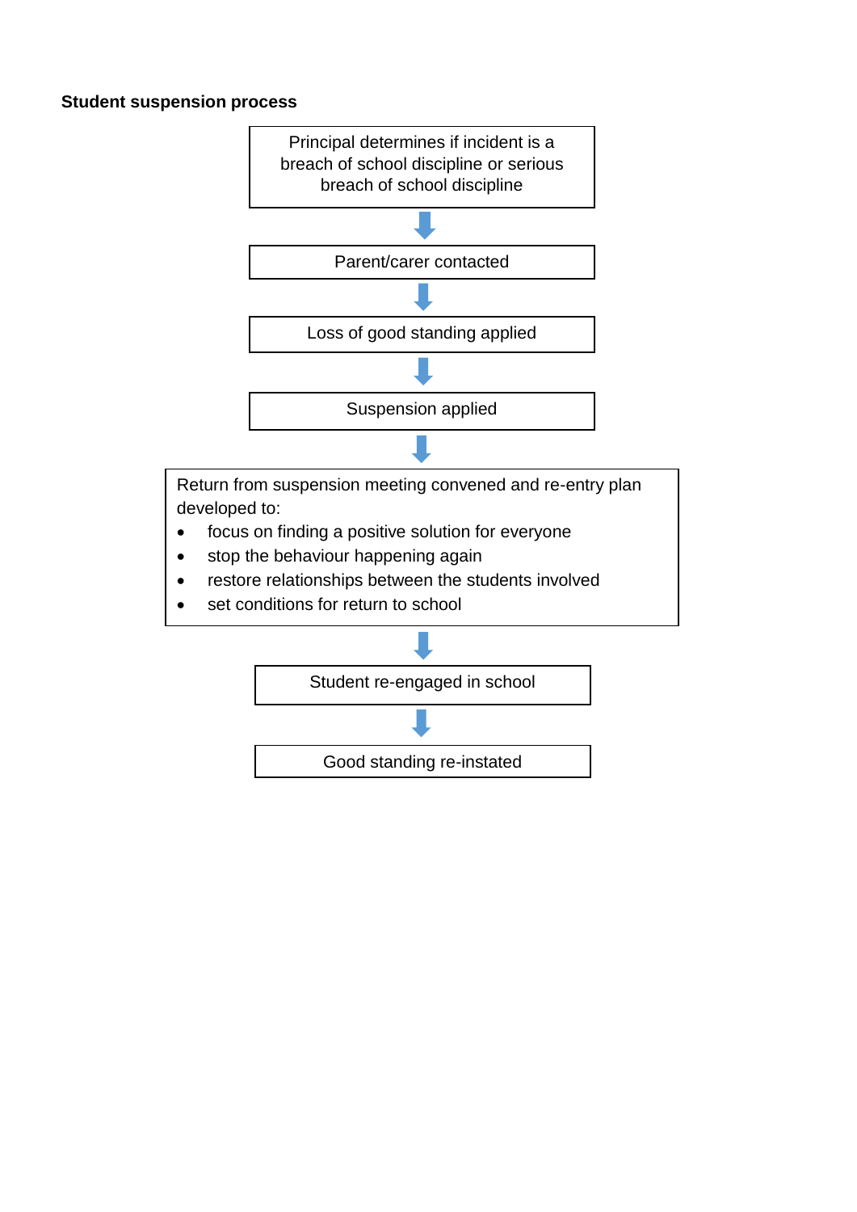**Student suspension process**

Principal determines if incident is a breach of school discipline or serious breach of school discipline

↓

Parent/carer contacted

↓

Loss of good standing applied

↓

Suspension applied

↓

Return from suspension meeting convened and re-entry plan developed to:

- focus on finding a positive solution for everyone
- stop the behaviour happening again
- restore relationships between the students involved
- set conditions for return to school

↓

Student re-engaged in school

↓

Good standing re-instated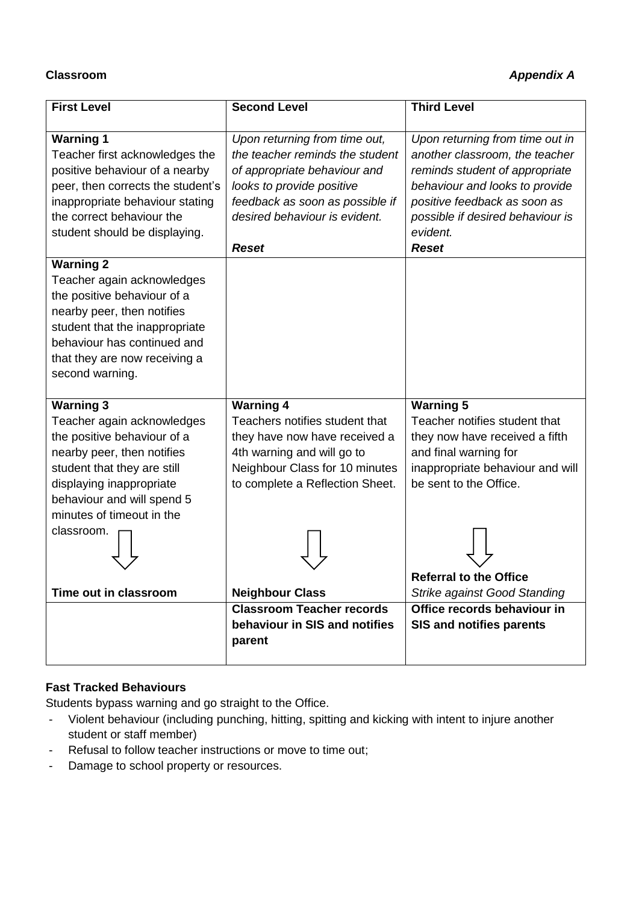**Classroom** ***Appendix A***

| **First Level** | **Second Level** | **Third Level** |
| --- | --- | --- |
| **Warning 1**<br>Teacher first acknowledges the positive behaviour of a nearby peer, then corrects the student's inappropriate behaviour stating the correct behaviour the student should be displaying. | *Upon returning from time out, the teacher reminds the student of appropriate behaviour and looks to provide positive feedback as soon as possible if desired behaviour is evident.*<br><br>***Reset*** | *Upon returning from time out in another classroom, the teacher reminds student of appropriate behaviour and looks to provide positive feedback as soon as possible if desired behaviour is evident.*<br>***Reset*** |
| **Warning 2**<br>Teacher again acknowledges the positive behaviour of a nearby peer, then notifies student that the inappropriate behaviour has continued and that they are now receiving a second warning. | | |
| **Warning 3**<br>Teacher again acknowledges the positive behaviour of a nearby peer, then notifies student that they are still displaying inappropriate behaviour and will spend 5 minutes of timeout in the classroom.<br>⇩<br>**Time out in classroom** | **Warning 4**<br>Teachers notifies student that they have now have received a 4th warning and will go to Neighbour Class for 10 minutes to complete a Reflection Sheet.<br>⇩<br>**Neighbour Class** | **Warning 5**<br>Teacher notifies student that they now have received a fifth and final warning for inappropriate behaviour and will be sent to the Office.<br>⇩<br>**Referral to the Office**<br>*Strike against Good Standing* |
| | **Classroom Teacher records behaviour in SIS and notifies parent** | **Office records behaviour in SIS and notifies parents** |

**Fast Tracked Behaviours**

Students bypass warning and go straight to the Office.

- Violent behaviour (including punching, hitting, spitting and kicking with intent to injure another student or staff member)
- Refusal to follow teacher instructions or move to time out;
- Damage to school property or resources.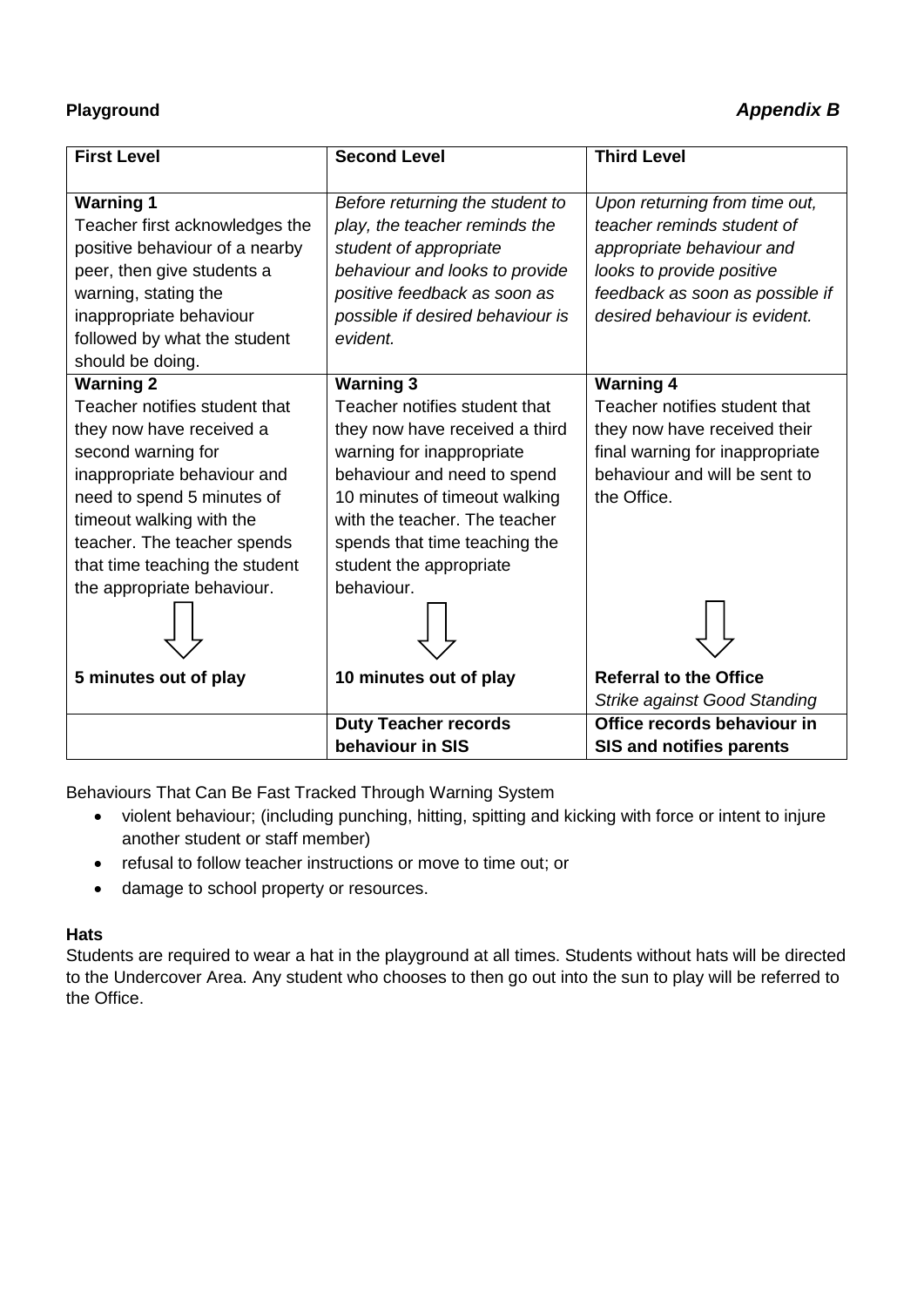**Playground** ***Appendix B***

| First Level | Second Level | Third Level |
|---|---|---|
| **Warning 1**<br>Teacher first acknowledges the positive behaviour of a nearby peer, then give students a warning, stating the inappropriate behaviour followed by what the student should be doing. | *Before returning the student to play, the teacher reminds the student of appropriate behaviour and looks to provide positive feedback as soon as possible if desired behaviour is evident.* | *Upon returning from time out, teacher reminds student of appropriate behaviour and looks to provide positive feedback as soon as possible if desired behaviour is evident.* |
| **Warning 2**<br>Teacher notifies student that they now have received a second warning for inappropriate behaviour and need to spend 5 minutes of timeout walking with the teacher. The teacher spends that time teaching the student the appropriate behaviour.<br>⇩<br>**5 minutes out of play** | **Warning 3**<br>Teacher notifies student that they now have received a third warning for inappropriate behaviour and need to spend 10 minutes of timeout walking with the teacher. The teacher spends that time teaching the student the appropriate behaviour.<br>⇩<br>**10 minutes out of play** | **Warning 4**<br>Teacher notifies student that they now have received their final warning for inappropriate behaviour and will be sent to the Office.<br>⇩<br>**Referral to the Office**<br>*Strike against Good Standing* |
| | **Duty Teacher records behaviour in SIS** | **Office records behaviour in SIS and notifies parents** |

Behaviours That Can Be Fast Tracked Through Warning System

- violent behaviour; (including punching, hitting, spitting and kicking with force or intent to injure another student or staff member)
- refusal to follow teacher instructions or move to time out; or
- damage to school property or resources.

**Hats**

Students are required to wear a hat in the playground at all times. Students without hats will be directed to the Undercover Area. Any student who chooses to then go out into the sun to play will be referred to the Office.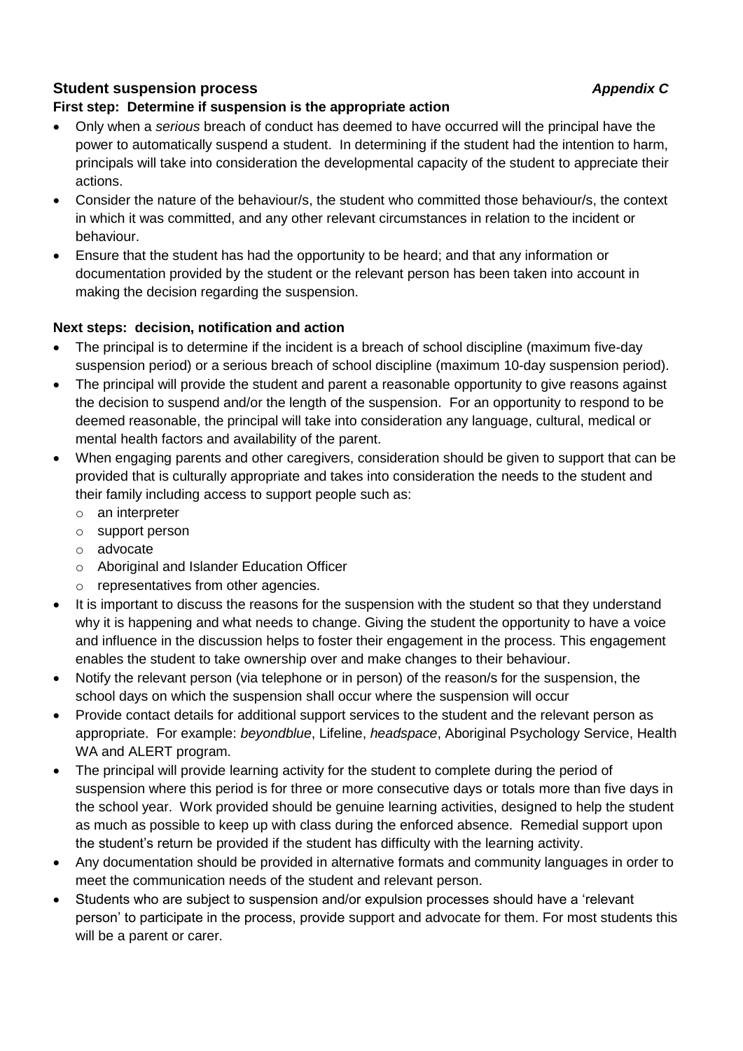## Student suspension process *Appendix C*

**First step: Determine if suspension is the appropriate action**

- Only when a *serious* breach of conduct has deemed to have occurred will the principal have the power to automatically suspend a student. In determining if the student had the intention to harm, principals will take into consideration the developmental capacity of the student to appreciate their actions.
- Consider the nature of the behaviour/s, the student who committed those behaviour/s, the context in which it was committed, and any other relevant circumstances in relation to the incident or behaviour.
- Ensure that the student has had the opportunity to be heard; and that any information or documentation provided by the student or the relevant person has been taken into account in making the decision regarding the suspension.

**Next steps: decision, notification and action**

- The principal is to determine if the incident is a breach of school discipline (maximum five-day suspension period) or a serious breach of school discipline (maximum 10-day suspension period).
- The principal will provide the student and parent a reasonable opportunity to give reasons against the decision to suspend and/or the length of the suspension. For an opportunity to respond to be deemed reasonable, the principal will take into consideration any language, cultural, medical or mental health factors and availability of the parent.
- When engaging parents and other caregivers, consideration should be given to support that can be provided that is culturally appropriate and takes into consideration the needs to the student and their family including access to support people such as:
  - an interpreter
  - support person
  - advocate
  - Aboriginal and Islander Education Officer
  - representatives from other agencies.
- It is important to discuss the reasons for the suspension with the student so that they understand why it is happening and what needs to change. Giving the student the opportunity to have a voice and influence in the discussion helps to foster their engagement in the process. This engagement enables the student to take ownership over and make changes to their behaviour.
- Notify the relevant person (via telephone or in person) of the reason/s for the suspension, the school days on which the suspension shall occur where the suspension will occur
- Provide contact details for additional support services to the student and the relevant person as appropriate. For example: *beyondblue*, Lifeline, *headspace*, Aboriginal Psychology Service, Health WA and ALERT program.
- The principal will provide learning activity for the student to complete during the period of suspension where this period is for three or more consecutive days or totals more than five days in the school year. Work provided should be genuine learning activities, designed to help the student as much as possible to keep up with class during the enforced absence. Remedial support upon the student's return be provided if the student has difficulty with the learning activity.
- Any documentation should be provided in alternative formats and community languages in order to meet the communication needs of the student and relevant person.
- Students who are subject to suspension and/or expulsion processes should have a 'relevant person' to participate in the process, provide support and advocate for them. For most students this will be a parent or carer.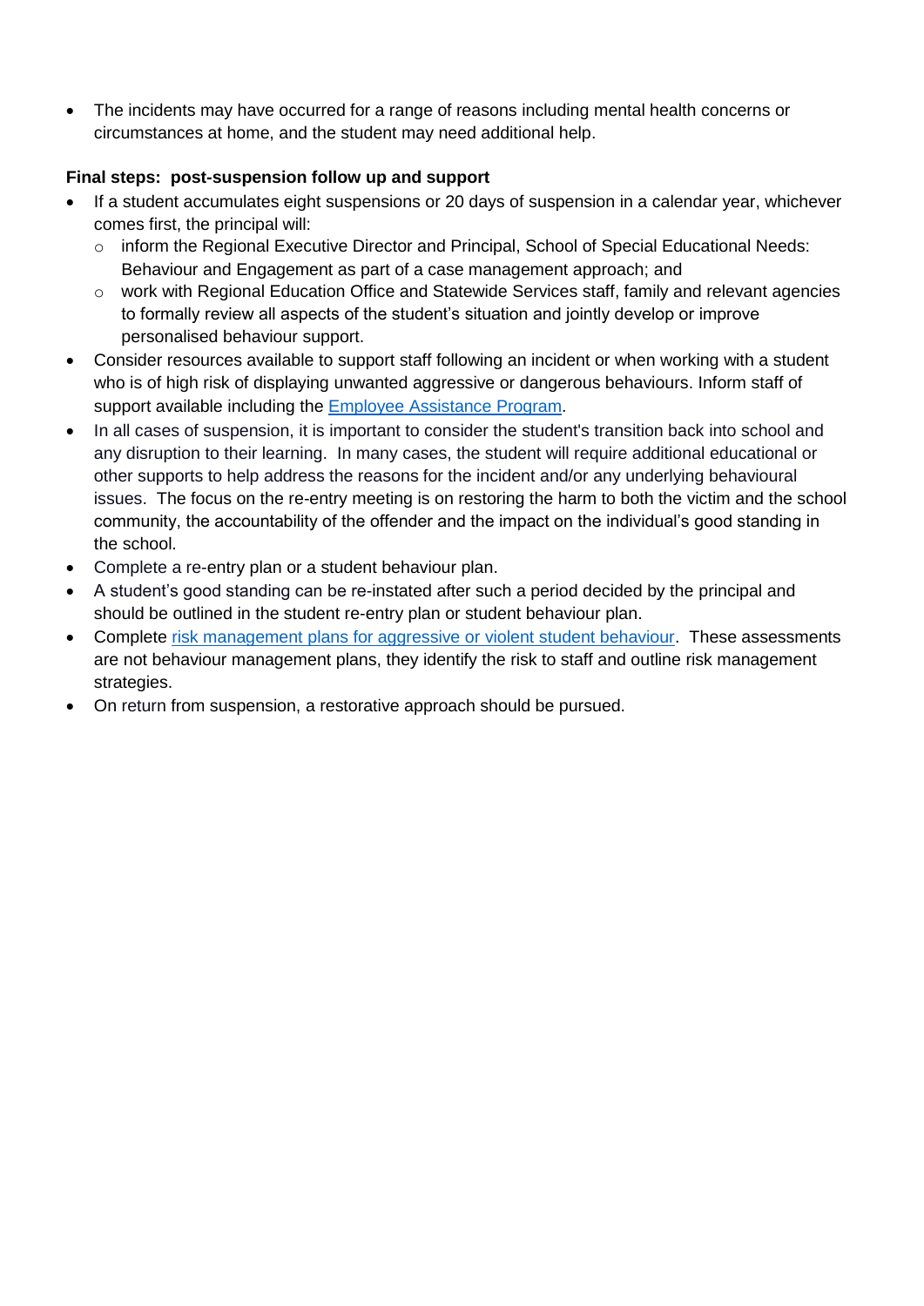- The incidents may have occurred for a range of reasons including mental health concerns or circumstances at home, and the student may need additional help.

**Final steps: post-suspension follow up and support**

- If a student accumulates eight suspensions or 20 days of suspension in a calendar year, whichever comes first, the principal will:
  - inform the Regional Executive Director and Principal, School of Special Educational Needs: Behaviour and Engagement as part of a case management approach; and
  - work with Regional Education Office and Statewide Services staff, family and relevant agencies to formally review all aspects of the student's situation and jointly develop or improve personalised behaviour support.
- Consider resources available to support staff following an incident or when working with a student who is of high risk of displaying unwanted aggressive or dangerous behaviours. Inform staff of support available including the Employee Assistance Program.
- In all cases of suspension, it is important to consider the student's transition back into school and any disruption to their learning. In many cases, the student will require additional educational or other supports to help address the reasons for the incident and/or any underlying behavioural issues. The focus on the re-entry meeting is on restoring the harm to both the victim and the school community, the accountability of the offender and the impact on the individual's good standing in the school.
- Complete a re-entry plan or a student behaviour plan.
- A student's good standing can be re-instated after such a period decided by the principal and should be outlined in the student re-entry plan or student behaviour plan.
- Complete risk management plans for aggressive or violent student behaviour. These assessments are not behaviour management plans, they identify the risk to staff and outline risk management strategies.
- On return from suspension, a restorative approach should be pursued.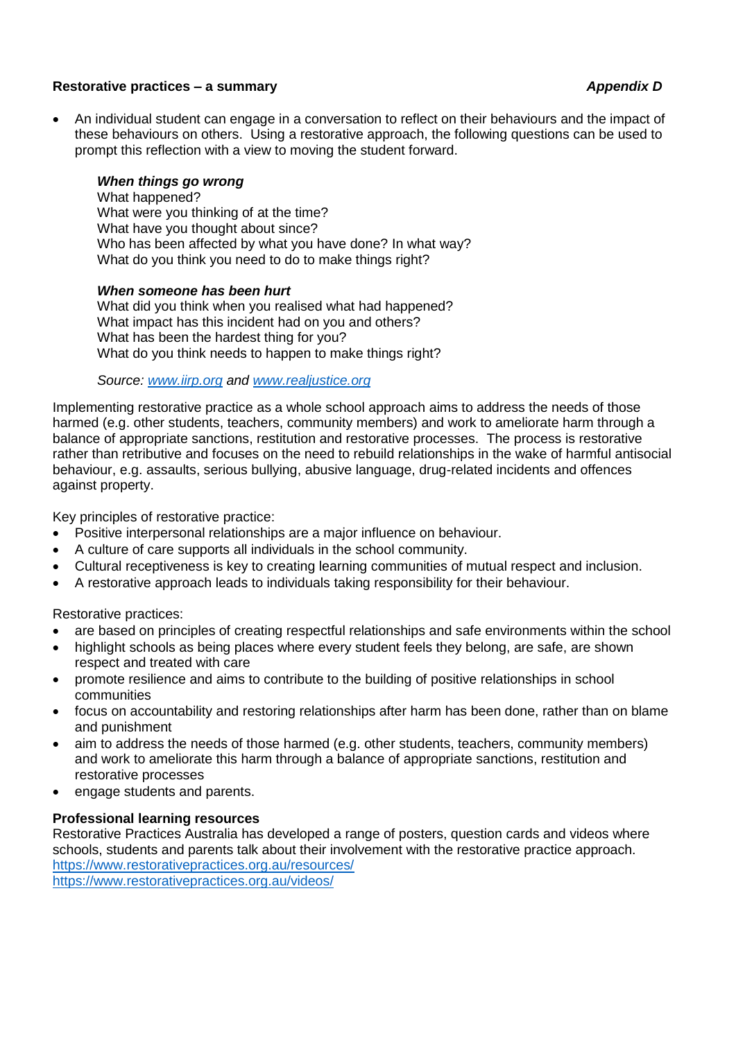**Restorative practices – a summary** ***Appendix D***

- An individual student can engage in a conversation to reflect on their behaviours and the impact of these behaviours on others. Using a restorative approach, the following questions can be used to prompt this reflection with a view to moving the student forward.

  ***When things go wrong***
  What happened?
  What were you thinking of at the time?
  What have you thought about since?
  Who has been affected by what you have done? In what way?
  What do you think you need to do to make things right?

  ***When someone has been hurt***
  What did you think when you realised what had happened?
  What impact has this incident had on you and others?
  What has been the hardest thing for you?
  What do you think needs to happen to make things right?

  *Source: [www.iirp.org](http://www.iirp.org) and [www.realjustice.org](http://www.realjustice.org)*

Implementing restorative practice as a whole school approach aims to address the needs of those harmed (e.g. other students, teachers, community members) and work to ameliorate harm through a balance of appropriate sanctions, restitution and restorative processes. The process is restorative rather than retributive and focuses on the need to rebuild relationships in the wake of harmful antisocial behaviour, e.g. assaults, serious bullying, abusive language, drug-related incidents and offences against property.

Key principles of restorative practice:

- Positive interpersonal relationships are a major influence on behaviour.
- A culture of care supports all individuals in the school community.
- Cultural receptiveness is key to creating learning communities of mutual respect and inclusion.
- A restorative approach leads to individuals taking responsibility for their behaviour.

Restorative practices:

- are based on principles of creating respectful relationships and safe environments within the school
- highlight schools as being places where every student feels they belong, are safe, are shown respect and treated with care
- promote resilience and aims to contribute to the building of positive relationships in school communities
- focus on accountability and restoring relationships after harm has been done, rather than on blame and punishment
- aim to address the needs of those harmed (e.g. other students, teachers, community members) and work to ameliorate this harm through a balance of appropriate sanctions, restitution and restorative processes
- engage students and parents.

**Professional learning resources**

Restorative Practices Australia has developed a range of posters, question cards and videos where schools, students and parents talk about their involvement with the restorative practice approach.
[https://www.restorativepractices.org.au/resources/](https://www.restorativepractices.org.au/resources/)
[https://www.restorativepractices.org.au/videos/](https://www.restorativepractices.org.au/videos/)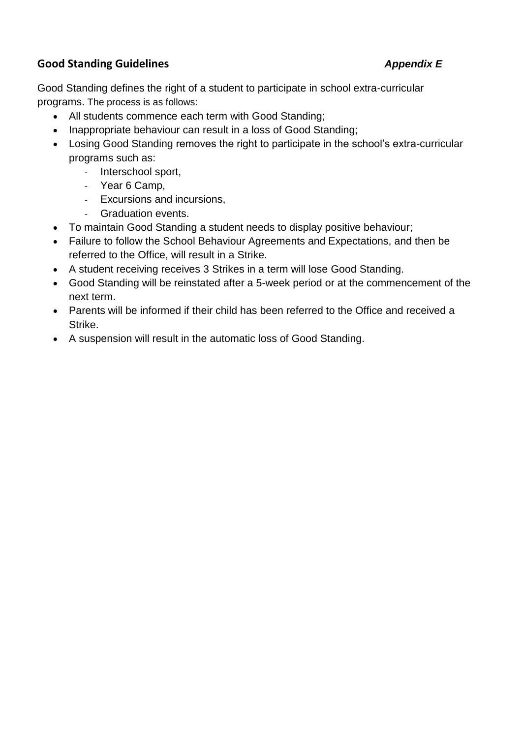**Good Standing Guidelines** ***Appendix E***

Good Standing defines the right of a student to participate in school extra-curricular programs. The process is as follows:

- All students commence each term with Good Standing;
- Inappropriate behaviour can result in a loss of Good Standing;
- Losing Good Standing removes the right to participate in the school's extra-curricular programs such as:
    - Interschool sport,
    - Year 6 Camp,
    - Excursions and incursions,
    - Graduation events.
- To maintain Good Standing a student needs to display positive behaviour;
- Failure to follow the School Behaviour Agreements and Expectations, and then be referred to the Office, will result in a Strike.
- A student receiving receives 3 Strikes in a term will lose Good Standing.
- Good Standing will be reinstated after a 5-week period or at the commencement of the next term.
- Parents will be informed if their child has been referred to the Office and received a Strike.
- A suspension will result in the automatic loss of Good Standing.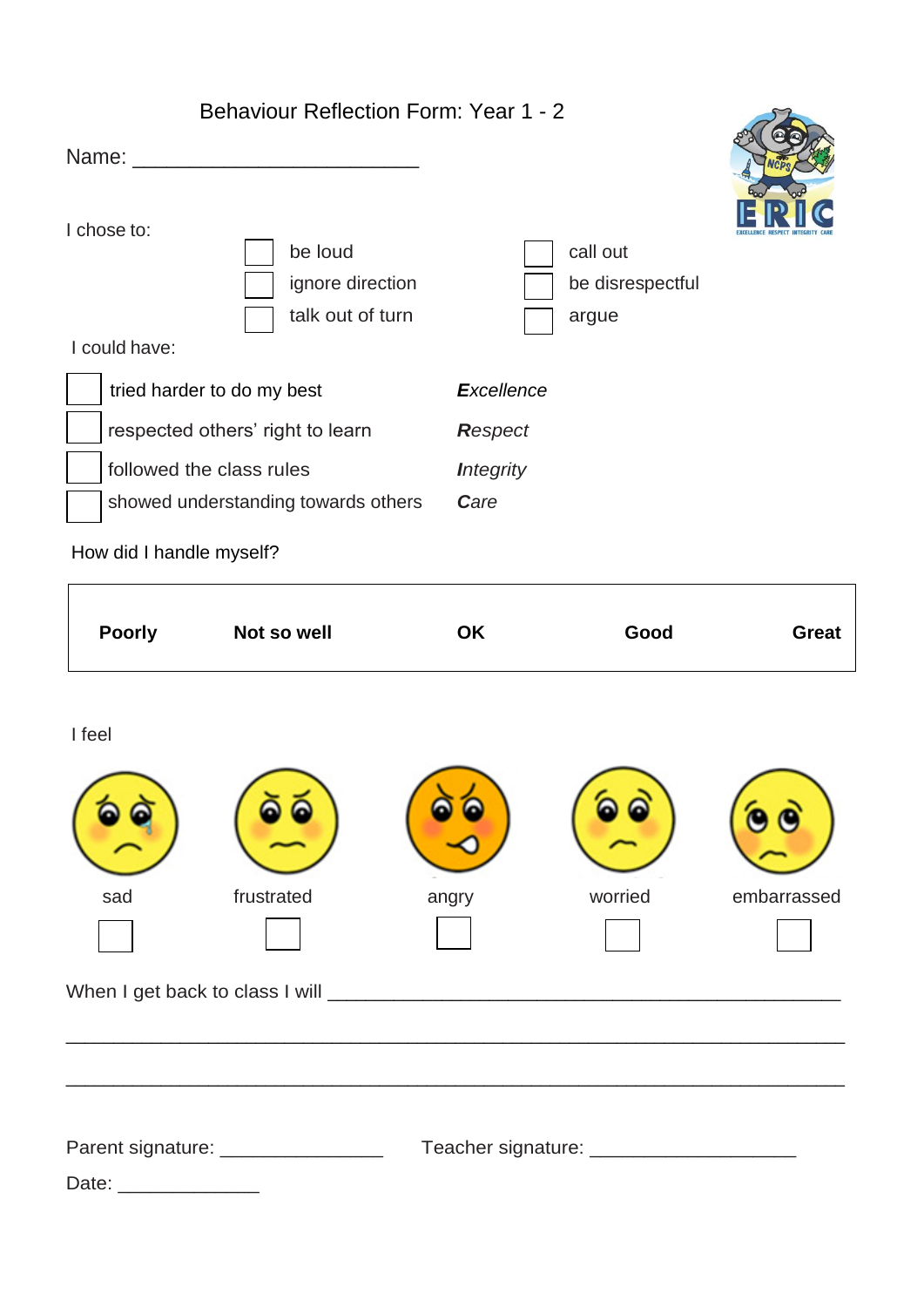# Behaviour Reflection Form: Year 1 - 2

Name: ________________________

I chose to:

- ☐ be loud
- ☐ ignore direction
- ☐ talk out of turn
- ☐ call out
- ☐ be disrespectful
- ☐ argue

I could have:

| | | |
|---|---|---|
| ☐ | tried harder to do my best | ***E**xcellence* |
| ☐ | respected others' right to learn | ***R**espect* |
| ☐ | followed the class rules | ***I**ntegrity* |
| ☐ | showed understanding towards others | ***C**are* |

How did I handle myself?

| **Poorly** | **Not so well** | **OK** | **Good** | **Great** |
|---|---|---|---|---|

I feel

| sad | frustrated | angry | worried | embarrassed |
|---|---|---|---|---|
| ☐ | ☐ | ☐ | ☐ | ☐ |

When I get back to class I will ___________________________________________

_____________________________________________________________________

_____________________________________________________________________

Parent signature: _______________ Teacher signature: ___________________

Date: _____________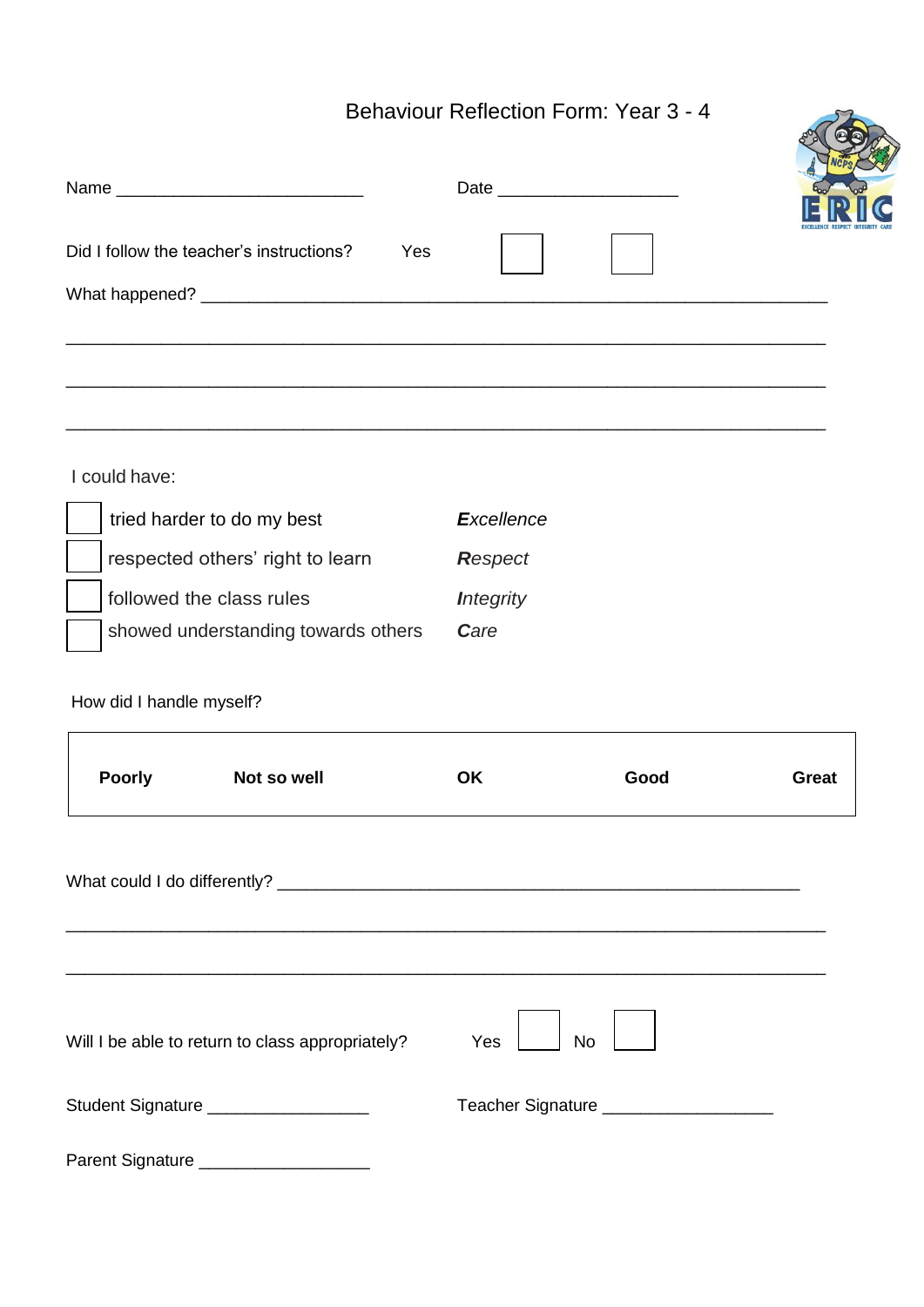# Behaviour Reflection Form: Year 3 - 4

Name ___________________________ Date ____________________

Did I follow the teacher's instructions? Yes ☐ ☐

What happened? ________________________________________________________________

____________________________________________________________________________________

____________________________________________________________________________________

____________________________________________________________________________________

I could have:

| | | |
|---|---|---|
| ☐ | tried harder to do my best | ***E**xcellence* |
| ☐ | respected others' right to learn | ***R**espect* |
| ☐ | followed the class rules | ***I**ntegrity* |
| ☐ | showed understanding towards others | ***C**are* |

How did I handle myself?

| **Poorly** | **Not so well** | **OK** | **Good** | **Great** |
|---|---|---|---|---|

What could I do differently? _________________________________________________________

____________________________________________________________________________________

____________________________________________________________________________________

Will I be able to return to class appropriately? Yes ☐ No ☐

Student Signature __________________ Teacher Signature ___________________

Parent Signature ___________________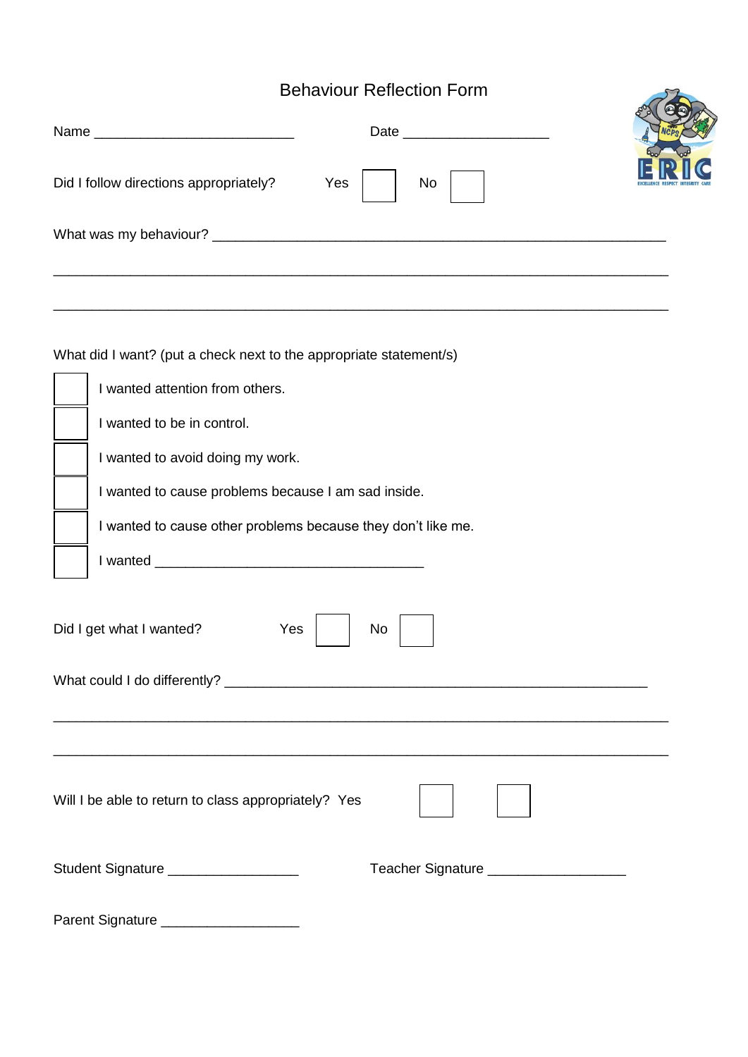# Behaviour Reflection Form

Name ______________________________ Date ____________________

Did I follow directions appropriately? Yes ☐ No ☐

What was my behaviour? ___________________________________________________________

_______________________________________________________________________________

_______________________________________________________________________________

What did I want? (put a check next to the appropriate statement/s)

☐ I wanted attention from others.

☐ I wanted to be in control.

☐ I wanted to avoid doing my work.

☐ I wanted to cause problems because I am sad inside.

☐ I wanted to cause other problems because they don't like me.

☐ I wanted ____________________________________

Did I get what I wanted? Yes ☐ No ☐

What could I do differently? ______________________________________________________

_______________________________________________________________________________

_______________________________________________________________________________

Will I be able to return to class appropriately? Yes ☐ ☐

Student Signature __________________ Teacher Signature __________________

Parent Signature __________________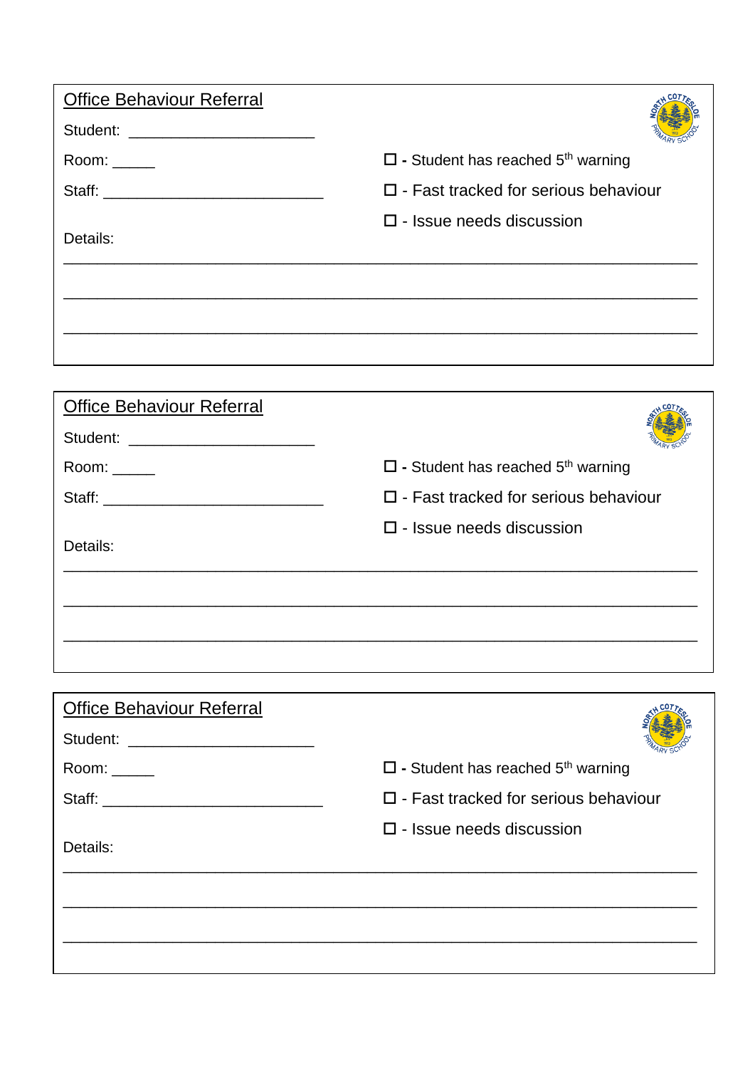Office Behaviour Referral

Student: ______________________

Room: _____

Staff: __________________________

☐ - Student has reached 5th warning

☐ - Fast tracked for serious behaviour

☐ - Issue needs discussion

Details:

___________________________________________________________________________

___________________________________________________________________________

___________________________________________________________________________

Office Behaviour Referral

Student: ______________________

Room: _____

Staff: __________________________

☐ - Student has reached 5th warning

☐ - Fast tracked for serious behaviour

☐ - Issue needs discussion

Details:

___________________________________________________________________________

___________________________________________________________________________

___________________________________________________________________________

Office Behaviour Referral

Student: ______________________

Room: _____

Staff: __________________________

☐ - Student has reached 5th warning

☐ - Fast tracked for serious behaviour

☐ - Issue needs discussion

Details:

___________________________________________________________________________

___________________________________________________________________________

___________________________________________________________________________